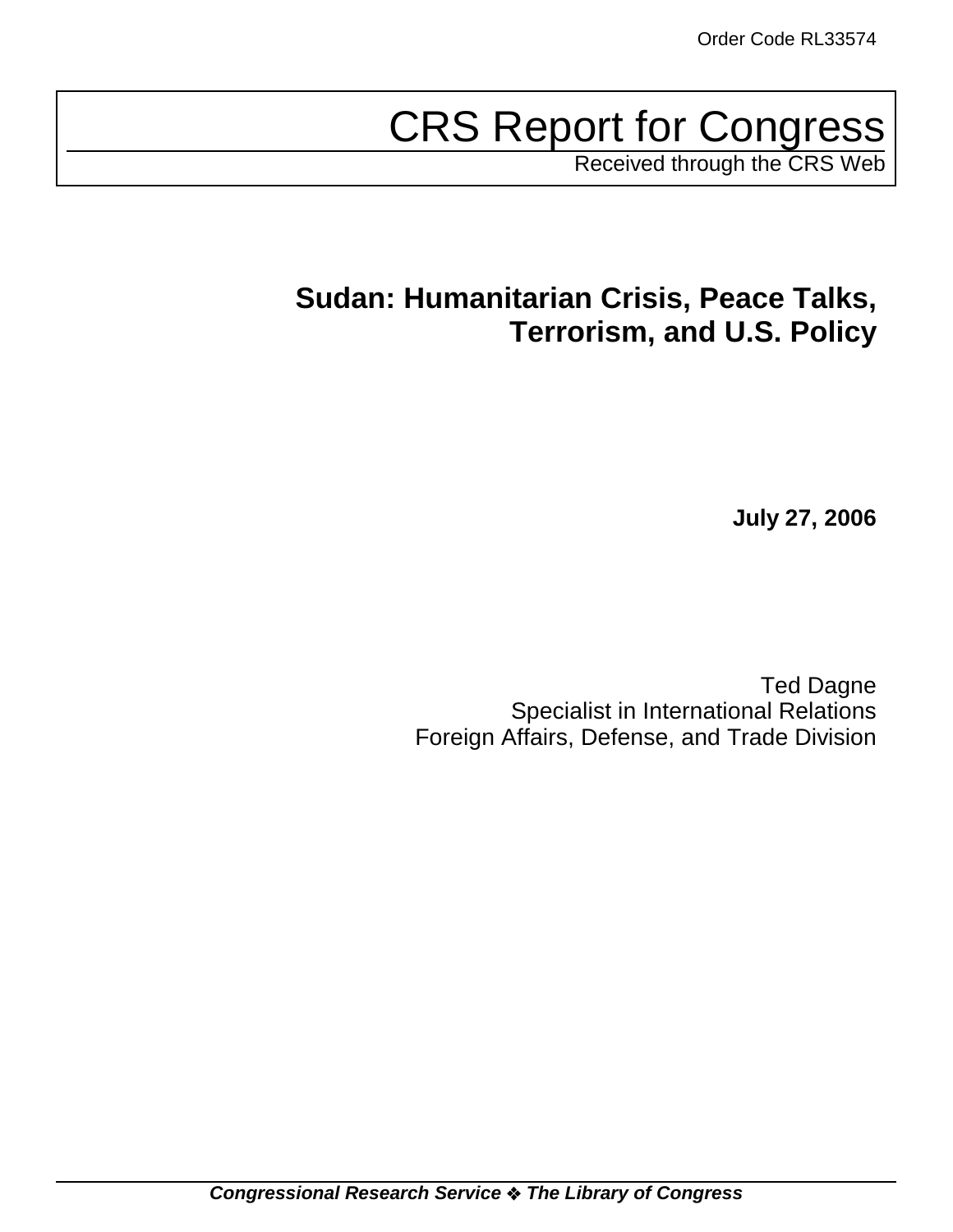Order Code RL33574

# CRS Report for Congress

Received through the CRS Web

## Sudan: Humanitarian Crisis, Peace Talks, Terrorism, and U.S. Policy

**July 27, 2006**

Ted Dagne
Specialist in International Relations
Foreign Affairs, Defense, and Trade Division

***Congressional Research Service ❖ The Library of Congress***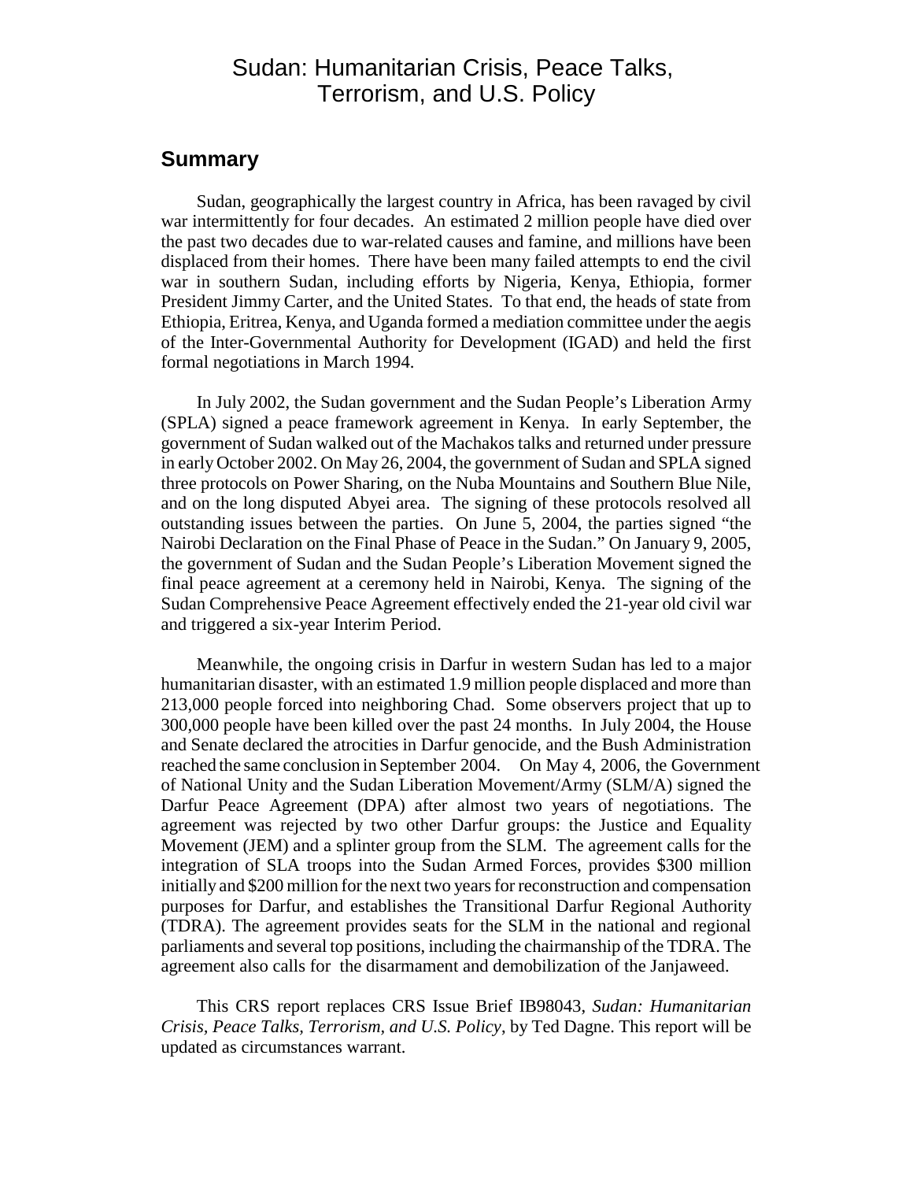# Sudan: Humanitarian Crisis, Peace Talks, Terrorism, and U.S. Policy

## Summary

Sudan, geographically the largest country in Africa, has been ravaged by civil war intermittently for four decades. An estimated 2 million people have died over the past two decades due to war-related causes and famine, and millions have been displaced from their homes. There have been many failed attempts to end the civil war in southern Sudan, including efforts by Nigeria, Kenya, Ethiopia, former President Jimmy Carter, and the United States. To that end, the heads of state from Ethiopia, Eritrea, Kenya, and Uganda formed a mediation committee under the aegis of the Inter-Governmental Authority for Development (IGAD) and held the first formal negotiations in March 1994.

In July 2002, the Sudan government and the Sudan People's Liberation Army (SPLA) signed a peace framework agreement in Kenya. In early September, the government of Sudan walked out of the Machakos talks and returned under pressure in early October 2002. On May 26, 2004, the government of Sudan and SPLA signed three protocols on Power Sharing, on the Nuba Mountains and Southern Blue Nile, and on the long disputed Abyei area. The signing of these protocols resolved all outstanding issues between the parties. On June 5, 2004, the parties signed "the Nairobi Declaration on the Final Phase of Peace in the Sudan." On January 9, 2005, the government of Sudan and the Sudan People's Liberation Movement signed the final peace agreement at a ceremony held in Nairobi, Kenya. The signing of the Sudan Comprehensive Peace Agreement effectively ended the 21-year old civil war and triggered a six-year Interim Period.

Meanwhile, the ongoing crisis in Darfur in western Sudan has led to a major humanitarian disaster, with an estimated 1.9 million people displaced and more than 213,000 people forced into neighboring Chad. Some observers project that up to 300,000 people have been killed over the past 24 months. In July 2004, the House and Senate declared the atrocities in Darfur genocide, and the Bush Administration reached the same conclusion in September 2004. On May 4, 2006, the Government of National Unity and the Sudan Liberation Movement/Army (SLM/A) signed the Darfur Peace Agreement (DPA) after almost two years of negotiations. The agreement was rejected by two other Darfur groups: the Justice and Equality Movement (JEM) and a splinter group from the SLM. The agreement calls for the integration of SLA troops into the Sudan Armed Forces, provides $300 million initially and $200 million for the next two years for reconstruction and compensation purposes for Darfur, and establishes the Transitional Darfur Regional Authority (TDRA). The agreement provides seats for the SLM in the national and regional parliaments and several top positions, including the chairmanship of the TDRA. The agreement also calls for the disarmament and demobilization of the Janjaweed.

This CRS report replaces CRS Issue Brief IB98043, *Sudan: Humanitarian Crisis, Peace Talks, Terrorism, and U.S. Policy*, by Ted Dagne. This report will be updated as circumstances warrant.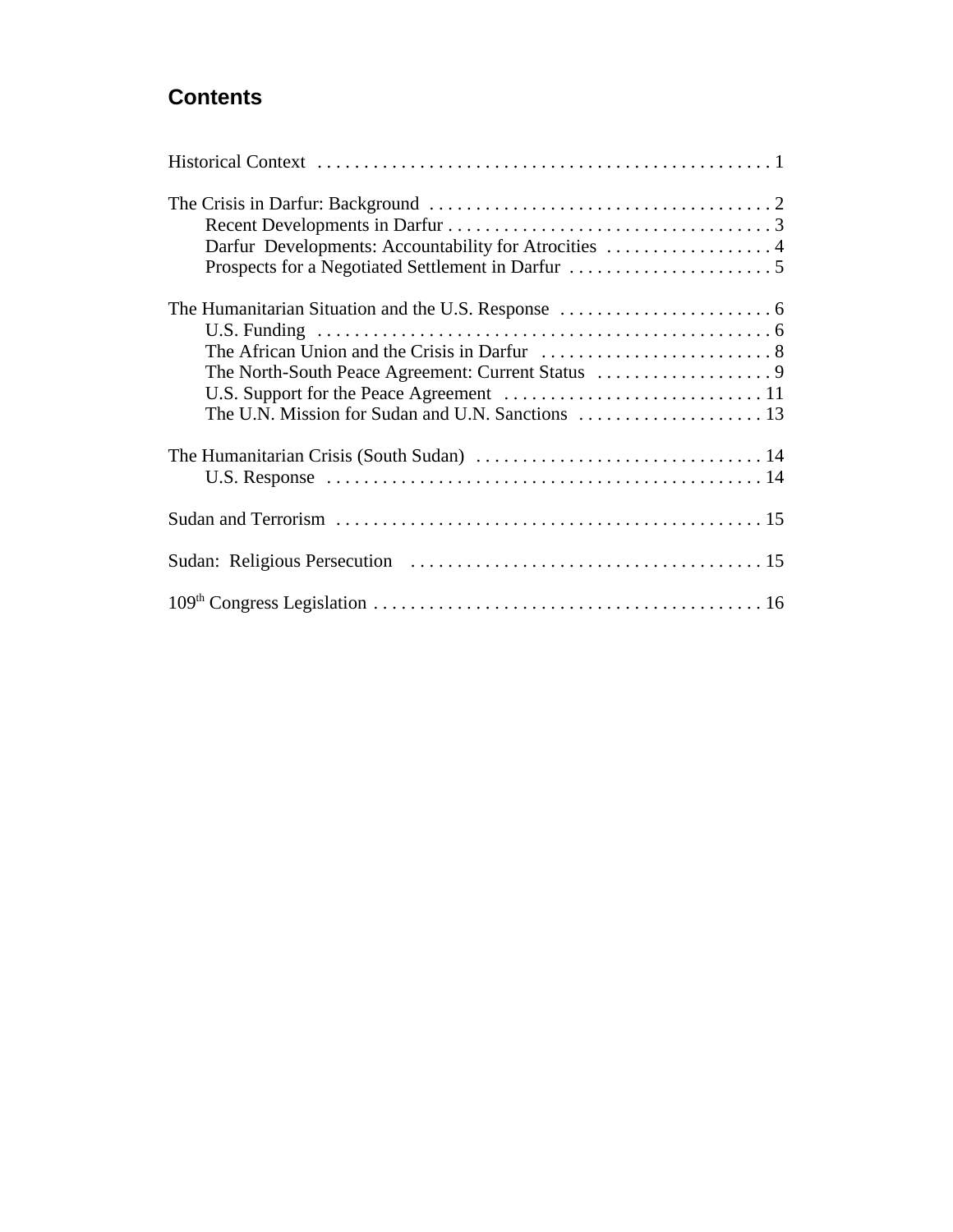## Contents

Historical Context . . . . . . . . . . . . . . . . . . . . . . . . . . . . . . . . . . . . . . . . . . . . . . . . 1

The Crisis in Darfur: Background . . . . . . . . . . . . . . . . . . . . . . . . . . . . . . . . . . . . . 2
- Recent Developments in Darfur . . . . . . . . . . . . . . . . . . . . . . . . . . . . . . . . . . . 3
- Darfur Developments: Accountability for Atrocities . . . . . . . . . . . . . . . . . . 4
- Prospects for a Negotiated Settlement in Darfur . . . . . . . . . . . . . . . . . . . . . . 5

The Humanitarian Situation and the U.S. Response . . . . . . . . . . . . . . . . . . . . . . . 6
- U.S. Funding . . . . . . . . . . . . . . . . . . . . . . . . . . . . . . . . . . . . . . . . . . . . . . . . . 6
- The African Union and the Crisis in Darfur . . . . . . . . . . . . . . . . . . . . . . . . . 8
- The North-South Peace Agreement: Current Status . . . . . . . . . . . . . . . . . . . 9
- U.S. Support for the Peace Agreement . . . . . . . . . . . . . . . . . . . . . . . . . . . . 11
- The U.N. Mission for Sudan and U.N. Sanctions . . . . . . . . . . . . . . . . . . . . 13

The Humanitarian Crisis (South Sudan) . . . . . . . . . . . . . . . . . . . . . . . . . . . . . . . 14
- U.S. Response . . . . . . . . . . . . . . . . . . . . . . . . . . . . . . . . . . . . . . . . . . . . . . . 14

Sudan and Terrorism . . . . . . . . . . . . . . . . . . . . . . . . . . . . . . . . . . . . . . . . . . . . . . 15

Sudan: Religious Persecution . . . . . . . . . . . . . . . . . . . . . . . . . . . . . . . . . . . . . . 15

109th Congress Legislation . . . . . . . . . . . . . . . . . . . . . . . . . . . . . . . . . . . . . . . . . 16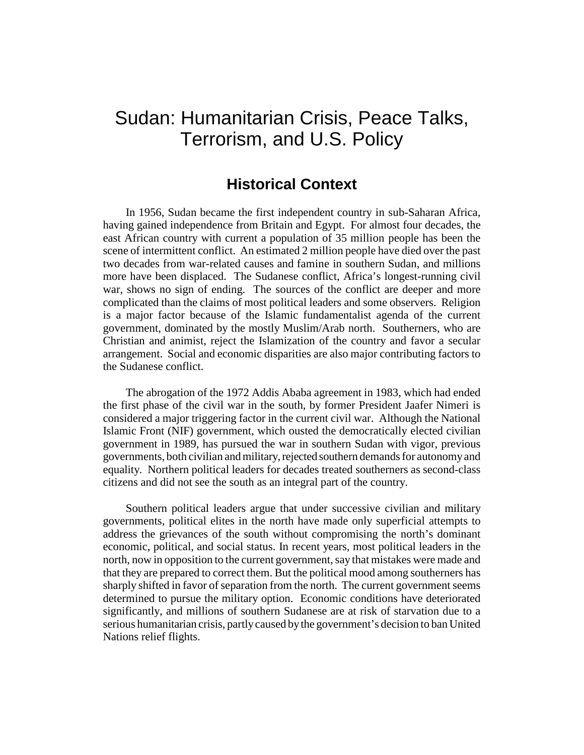# Sudan: Humanitarian Crisis, Peace Talks, Terrorism, and U.S. Policy

## Historical Context

In 1956, Sudan became the first independent country in sub-Saharan Africa, having gained independence from Britain and Egypt. For almost four decades, the east African country with current a population of 35 million people has been the scene of intermittent conflict. An estimated 2 million people have died over the past two decades from war-related causes and famine in southern Sudan, and millions more have been displaced. The Sudanese conflict, Africa's longest-running civil war, shows no sign of ending. The sources of the conflict are deeper and more complicated than the claims of most political leaders and some observers. Religion is a major factor because of the Islamic fundamentalist agenda of the current government, dominated by the mostly Muslim/Arab north. Southerners, who are Christian and animist, reject the Islamization of the country and favor a secular arrangement. Social and economic disparities are also major contributing factors to the Sudanese conflict.

The abrogation of the 1972 Addis Ababa agreement in 1983, which had ended the first phase of the civil war in the south, by former President Jaafer Nimeri is considered a major triggering factor in the current civil war. Although the National Islamic Front (NIF) government, which ousted the democratically elected civilian government in 1989, has pursued the war in southern Sudan with vigor, previous governments, both civilian and military, rejected southern demands for autonomy and equality. Northern political leaders for decades treated southerners as second-class citizens and did not see the south as an integral part of the country.

Southern political leaders argue that under successive civilian and military governments, political elites in the north have made only superficial attempts to address the grievances of the south without compromising the north's dominant economic, political, and social status. In recent years, most political leaders in the north, now in opposition to the current government, say that mistakes were made and that they are prepared to correct them. But the political mood among southerners has sharply shifted in favor of separation from the north. The current government seems determined to pursue the military option. Economic conditions have deteriorated significantly, and millions of southern Sudanese are at risk of starvation due to a serious humanitarian crisis, partly caused by the government's decision to ban United Nations relief flights.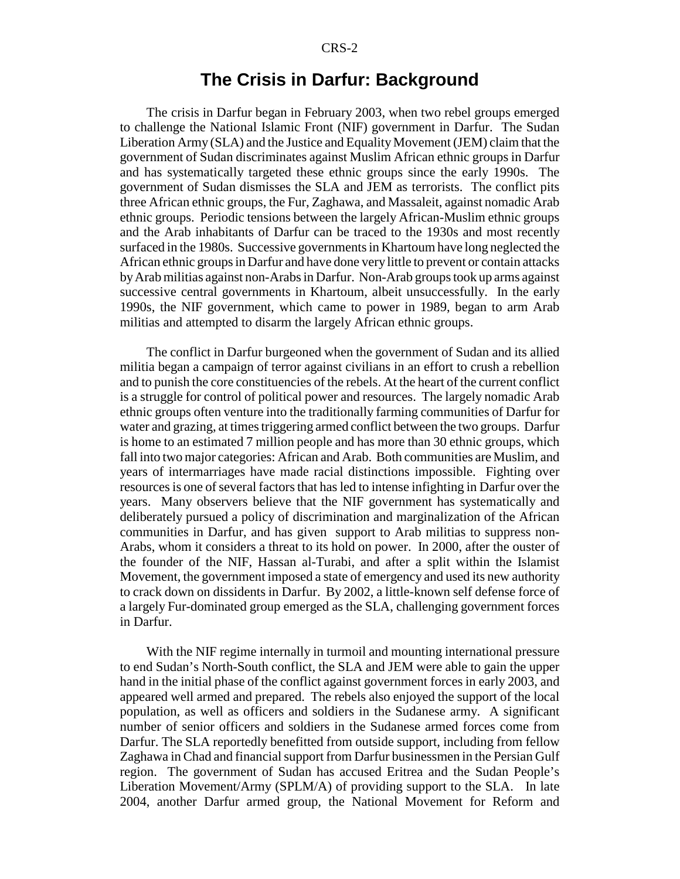## The Crisis in Darfur: Background

The crisis in Darfur began in February 2003, when two rebel groups emerged to challenge the National Islamic Front (NIF) government in Darfur. The Sudan Liberation Army (SLA) and the Justice and Equality Movement (JEM) claim that the government of Sudan discriminates against Muslim African ethnic groups in Darfur and has systematically targeted these ethnic groups since the early 1990s. The government of Sudan dismisses the SLA and JEM as terrorists. The conflict pits three African ethnic groups, the Fur, Zaghawa, and Massaleit, against nomadic Arab ethnic groups. Periodic tensions between the largely African-Muslim ethnic groups and the Arab inhabitants of Darfur can be traced to the 1930s and most recently surfaced in the 1980s. Successive governments in Khartoum have long neglected the African ethnic groups in Darfur and have done very little to prevent or contain attacks by Arab militias against non-Arabs in Darfur. Non-Arab groups took up arms against successive central governments in Khartoum, albeit unsuccessfully. In the early 1990s, the NIF government, which came to power in 1989, began to arm Arab militias and attempted to disarm the largely African ethnic groups.

The conflict in Darfur burgeoned when the government of Sudan and its allied militia began a campaign of terror against civilians in an effort to crush a rebellion and to punish the core constituencies of the rebels. At the heart of the current conflict is a struggle for control of political power and resources. The largely nomadic Arab ethnic groups often venture into the traditionally farming communities of Darfur for water and grazing, at times triggering armed conflict between the two groups. Darfur is home to an estimated 7 million people and has more than 30 ethnic groups, which fall into two major categories: African and Arab. Both communities are Muslim, and years of intermarriages have made racial distinctions impossible. Fighting over resources is one of several factors that has led to intense infighting in Darfur over the years. Many observers believe that the NIF government has systematically and deliberately pursued a policy of discrimination and marginalization of the African communities in Darfur, and has given support to Arab militias to suppress non-Arabs, whom it considers a threat to its hold on power. In 2000, after the ouster of the founder of the NIF, Hassan al-Turabi, and after a split within the Islamist Movement, the government imposed a state of emergency and used its new authority to crack down on dissidents in Darfur. By 2002, a little-known self defense force of a largely Fur-dominated group emerged as the SLA, challenging government forces in Darfur.

With the NIF regime internally in turmoil and mounting international pressure to end Sudan's North-South conflict, the SLA and JEM were able to gain the upper hand in the initial phase of the conflict against government forces in early 2003, and appeared well armed and prepared. The rebels also enjoyed the support of the local population, as well as officers and soldiers in the Sudanese army. A significant number of senior officers and soldiers in the Sudanese armed forces come from Darfur. The SLA reportedly benefitted from outside support, including from fellow Zaghawa in Chad and financial support from Darfur businessmen in the Persian Gulf region. The government of Sudan has accused Eritrea and the Sudan People's Liberation Movement/Army (SPLM/A) of providing support to the SLA. In late 2004, another Darfur armed group, the National Movement for Reform and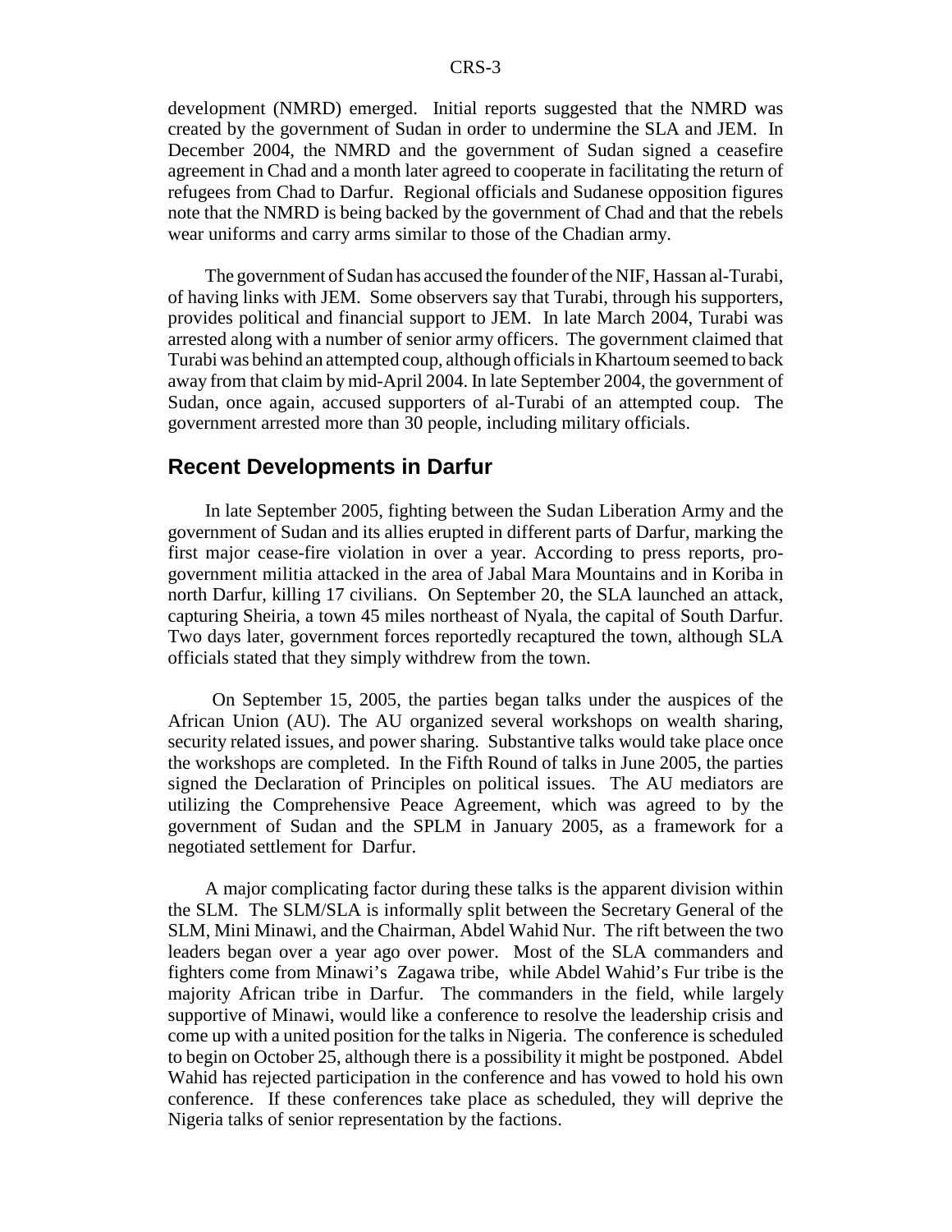development (NMRD) emerged. Initial reports suggested that the NMRD was created by the government of Sudan in order to undermine the SLA and JEM. In December 2004, the NMRD and the government of Sudan signed a ceasefire agreement in Chad and a month later agreed to cooperate in facilitating the return of refugees from Chad to Darfur. Regional officials and Sudanese opposition figures note that the NMRD is being backed by the government of Chad and that the rebels wear uniforms and carry arms similar to those of the Chadian army.

The government of Sudan has accused the founder of the NIF, Hassan al-Turabi, of having links with JEM. Some observers say that Turabi, through his supporters, provides political and financial support to JEM. In late March 2004, Turabi was arrested along with a number of senior army officers. The government claimed that Turabi was behind an attempted coup, although officials in Khartoum seemed to back away from that claim by mid-April 2004. In late September 2004, the government of Sudan, once again, accused supporters of al-Turabi of an attempted coup. The government arrested more than 30 people, including military officials.

## Recent Developments in Darfur

In late September 2005, fighting between the Sudan Liberation Army and the government of Sudan and its allies erupted in different parts of Darfur, marking the first major cease-fire violation in over a year. According to press reports, pro-government militia attacked in the area of Jabal Mara Mountains and in Koriba in north Darfur, killing 17 civilians. On September 20, the SLA launched an attack, capturing Sheiria, a town 45 miles northeast of Nyala, the capital of South Darfur. Two days later, government forces reportedly recaptured the town, although SLA officials stated that they simply withdrew from the town.

On September 15, 2005, the parties began talks under the auspices of the African Union (AU). The AU organized several workshops on wealth sharing, security related issues, and power sharing. Substantive talks would take place once the workshops are completed. In the Fifth Round of talks in June 2005, the parties signed the Declaration of Principles on political issues. The AU mediators are utilizing the Comprehensive Peace Agreement, which was agreed to by the government of Sudan and the SPLM in January 2005, as a framework for a negotiated settlement for Darfur.

A major complicating factor during these talks is the apparent division within the SLM. The SLM/SLA is informally split between the Secretary General of the SLM, Mini Minawi, and the Chairman, Abdel Wahid Nur. The rift between the two leaders began over a year ago over power. Most of the SLA commanders and fighters come from Minawi's Zagawa tribe, while Abdel Wahid's Fur tribe is the majority African tribe in Darfur. The commanders in the field, while largely supportive of Minawi, would like a conference to resolve the leadership crisis and come up with a united position for the talks in Nigeria. The conference is scheduled to begin on October 25, although there is a possibility it might be postponed. Abdel Wahid has rejected participation in the conference and has vowed to hold his own conference. If these conferences take place as scheduled, they will deprive the Nigeria talks of senior representation by the factions.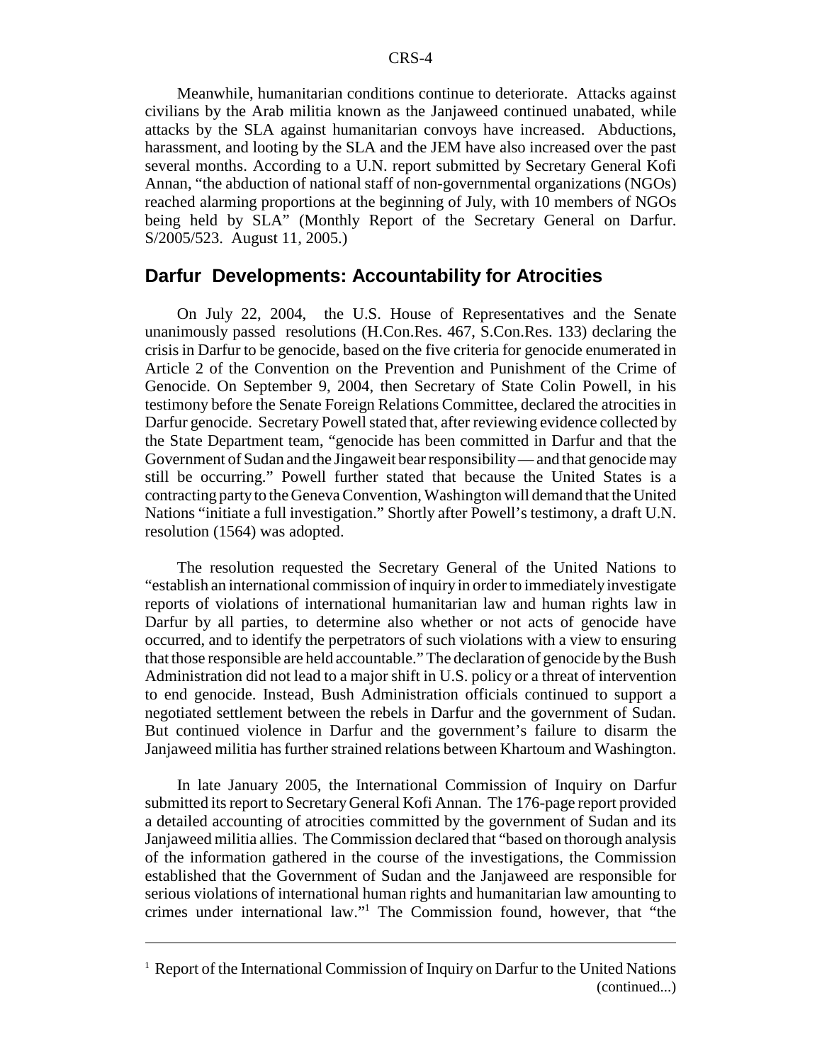Meanwhile, humanitarian conditions continue to deteriorate. Attacks against civilians by the Arab militia known as the Janjaweed continued unabated, while attacks by the SLA against humanitarian convoys have increased. Abductions, harassment, and looting by the SLA and the JEM have also increased over the past several months. According to a U.N. report submitted by Secretary General Kofi Annan, "the abduction of national staff of non-governmental organizations (NGOs) reached alarming proportions at the beginning of July, with 10 members of NGOs being held by SLA" (Monthly Report of the Secretary General on Darfur. S/2005/523. August 11, 2005.)

## Darfur Developments: Accountability for Atrocities

On July 22, 2004, the U.S. House of Representatives and the Senate unanimously passed resolutions (H.Con.Res. 467, S.Con.Res. 133) declaring the crisis in Darfur to be genocide, based on the five criteria for genocide enumerated in Article 2 of the Convention on the Prevention and Punishment of the Crime of Genocide. On September 9, 2004, then Secretary of State Colin Powell, in his testimony before the Senate Foreign Relations Committee, declared the atrocities in Darfur genocide. Secretary Powell stated that, after reviewing evidence collected by the State Department team, "genocide has been committed in Darfur and that the Government of Sudan and the Jingaweit bear responsibility — and that genocide may still be occurring." Powell further stated that because the United States is a contracting party to the Geneva Convention, Washington will demand that the United Nations "initiate a full investigation." Shortly after Powell's testimony, a draft U.N. resolution (1564) was adopted.

The resolution requested the Secretary General of the United Nations to "establish an international commission of inquiry in order to immediately investigate reports of violations of international humanitarian law and human rights law in Darfur by all parties, to determine also whether or not acts of genocide have occurred, and to identify the perpetrators of such violations with a view to ensuring that those responsible are held accountable." The declaration of genocide by the Bush Administration did not lead to a major shift in U.S. policy or a threat of intervention to end genocide. Instead, Bush Administration officials continued to support a negotiated settlement between the rebels in Darfur and the government of Sudan. But continued violence in Darfur and the government's failure to disarm the Janjaweed militia has further strained relations between Khartoum and Washington.

In late January 2005, the International Commission of Inquiry on Darfur submitted its report to Secretary General Kofi Annan. The 176-page report provided a detailed accounting of atrocities committed by the government of Sudan and its Janjaweed militia allies. The Commission declared that "based on thorough analysis of the information gathered in the course of the investigations, the Commission established that the Government of Sudan and the Janjaweed are responsible for serious violations of international human rights and humanitarian law amounting to crimes under international law."[1] The Commission found, however, that "the

---

[1] Report of the International Commission of Inquiry on Darfur to the United Nations (continued...)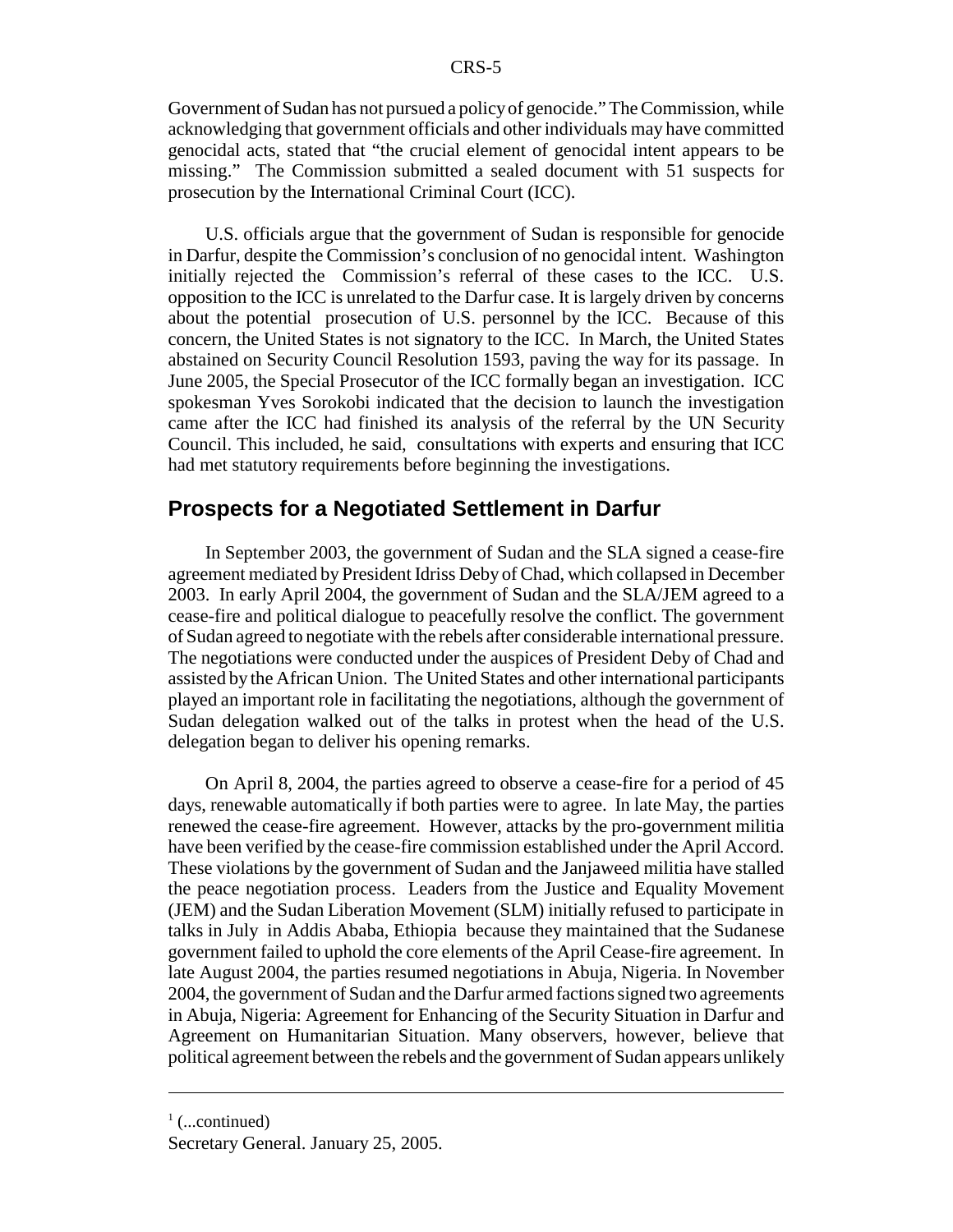Government of Sudan has not pursued a policy of genocide." The Commission, while acknowledging that government officials and other individuals may have committed genocidal acts, stated that "the crucial element of genocidal intent appears to be missing." The Commission submitted a sealed document with 51 suspects for prosecution by the International Criminal Court (ICC).

U.S. officials argue that the government of Sudan is responsible for genocide in Darfur, despite the Commission's conclusion of no genocidal intent. Washington initially rejected the Commission's referral of these cases to the ICC. U.S. opposition to the ICC is unrelated to the Darfur case. It is largely driven by concerns about the potential prosecution of U.S. personnel by the ICC. Because of this concern, the United States is not signatory to the ICC. In March, the United States abstained on Security Council Resolution 1593, paving the way for its passage. In June 2005, the Special Prosecutor of the ICC formally began an investigation. ICC spokesman Yves Sorokobi indicated that the decision to launch the investigation came after the ICC had finished its analysis of the referral by the UN Security Council. This included, he said, consultations with experts and ensuring that ICC had met statutory requirements before beginning the investigations.

## Prospects for a Negotiated Settlement in Darfur

In September 2003, the government of Sudan and the SLA signed a cease-fire agreement mediated by President Idriss Deby of Chad, which collapsed in December 2003. In early April 2004, the government of Sudan and the SLA/JEM agreed to a cease-fire and political dialogue to peacefully resolve the conflict. The government of Sudan agreed to negotiate with the rebels after considerable international pressure. The negotiations were conducted under the auspices of President Deby of Chad and assisted by the African Union. The United States and other international participants played an important role in facilitating the negotiations, although the government of Sudan delegation walked out of the talks in protest when the head of the U.S. delegation began to deliver his opening remarks.

On April 8, 2004, the parties agreed to observe a cease-fire for a period of 45 days, renewable automatically if both parties were to agree. In late May, the parties renewed the cease-fire agreement. However, attacks by the pro-government militia have been verified by the cease-fire commission established under the April Accord. These violations by the government of Sudan and the Janjaweed militia have stalled the peace negotiation process. Leaders from the Justice and Equality Movement (JEM) and the Sudan Liberation Movement (SLM) initially refused to participate in talks in July in Addis Ababa, Ethiopia because they maintained that the Sudanese government failed to uphold the core elements of the April Cease-fire agreement. In late August 2004, the parties resumed negotiations in Abuja, Nigeria. In November 2004, the government of Sudan and the Darfur armed factions signed two agreements in Abuja, Nigeria: Agreement for Enhancing of the Security Situation in Darfur and Agreement on Humanitarian Situation. Many observers, however, believe that political agreement between the rebels and the government of Sudan appears unlikely

---

[1] (...continued)
Secretary General. January 25, 2005.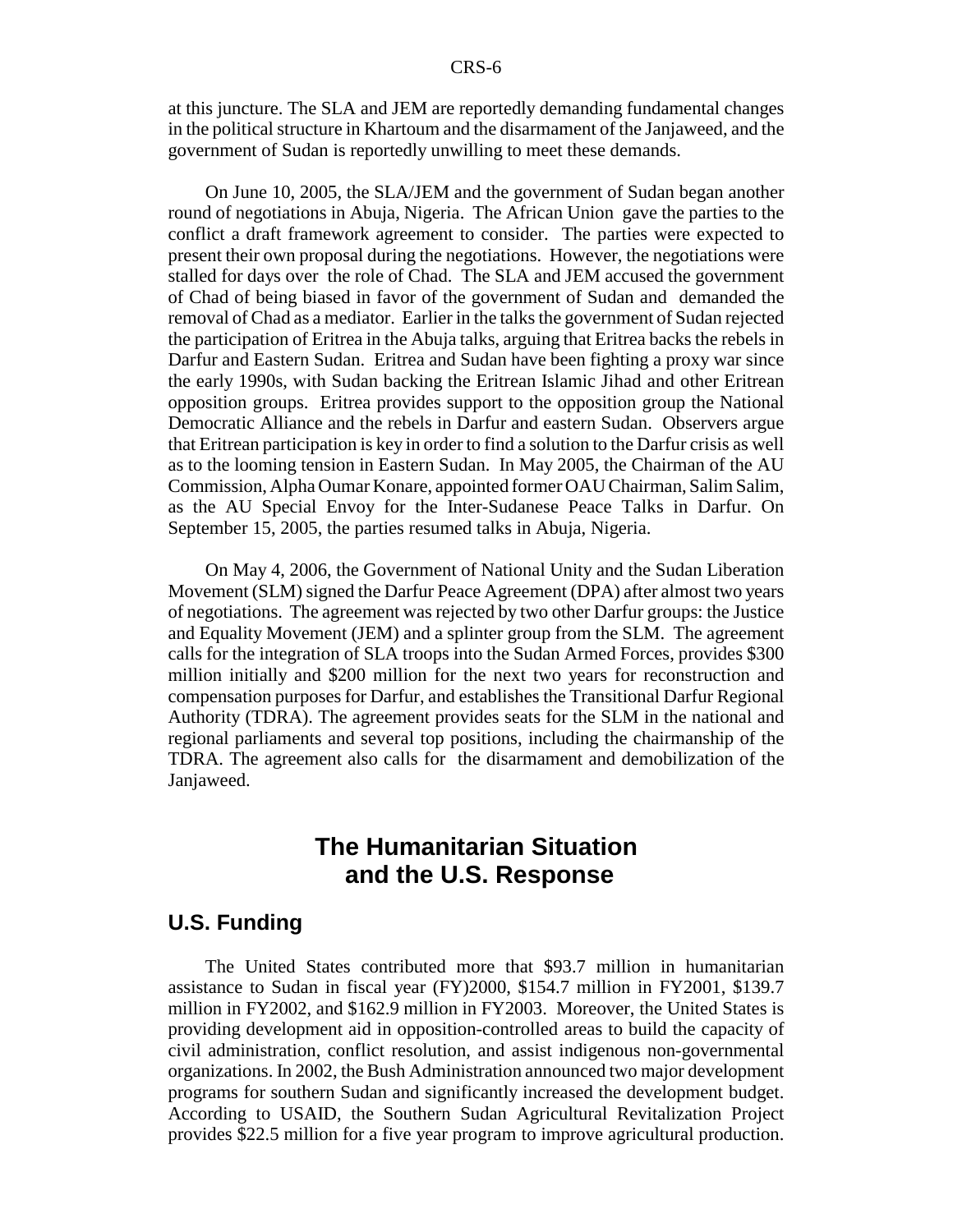at this juncture. The SLA and JEM are reportedly demanding fundamental changes in the political structure in Khartoum and the disarmament of the Janjaweed, and the government of Sudan is reportedly unwilling to meet these demands.

On June 10, 2005, the SLA/JEM and the government of Sudan began another round of negotiations in Abuja, Nigeria. The African Union gave the parties to the conflict a draft framework agreement to consider. The parties were expected to present their own proposal during the negotiations. However, the negotiations were stalled for days over the role of Chad. The SLA and JEM accused the government of Chad of being biased in favor of the government of Sudan and demanded the removal of Chad as a mediator. Earlier in the talks the government of Sudan rejected the participation of Eritrea in the Abuja talks, arguing that Eritrea backs the rebels in Darfur and Eastern Sudan. Eritrea and Sudan have been fighting a proxy war since the early 1990s, with Sudan backing the Eritrean Islamic Jihad and other Eritrean opposition groups. Eritrea provides support to the opposition group the National Democratic Alliance and the rebels in Darfur and eastern Sudan. Observers argue that Eritrean participation is key in order to find a solution to the Darfur crisis as well as to the looming tension in Eastern Sudan. In May 2005, the Chairman of the AU Commission, Alpha Oumar Konare, appointed former OAU Chairman, Salim Salim, as the AU Special Envoy for the Inter-Sudanese Peace Talks in Darfur. On September 15, 2005, the parties resumed talks in Abuja, Nigeria.

On May 4, 2006, the Government of National Unity and the Sudan Liberation Movement (SLM) signed the Darfur Peace Agreement (DPA) after almost two years of negotiations. The agreement was rejected by two other Darfur groups: the Justice and Equality Movement (JEM) and a splinter group from the SLM. The agreement calls for the integration of SLA troops into the Sudan Armed Forces, provides \$300 million initially and \$200 million for the next two years for reconstruction and compensation purposes for Darfur, and establishes the Transitional Darfur Regional Authority (TDRA). The agreement provides seats for the SLM in the national and regional parliaments and several top positions, including the chairmanship of the TDRA. The agreement also calls for the disarmament and demobilization of the Janjaweed.

# The Humanitarian Situation and the U.S. Response

## U.S. Funding

The United States contributed more that \$93.7 million in humanitarian assistance to Sudan in fiscal year (FY)2000, \$154.7 million in FY2001, \$139.7 million in FY2002, and \$162.9 million in FY2003. Moreover, the United States is providing development aid in opposition-controlled areas to build the capacity of civil administration, conflict resolution, and assist indigenous non-governmental organizations. In 2002, the Bush Administration announced two major development programs for southern Sudan and significantly increased the development budget. According to USAID, the Southern Sudan Agricultural Revitalization Project provides \$22.5 million for a five year program to improve agricultural production.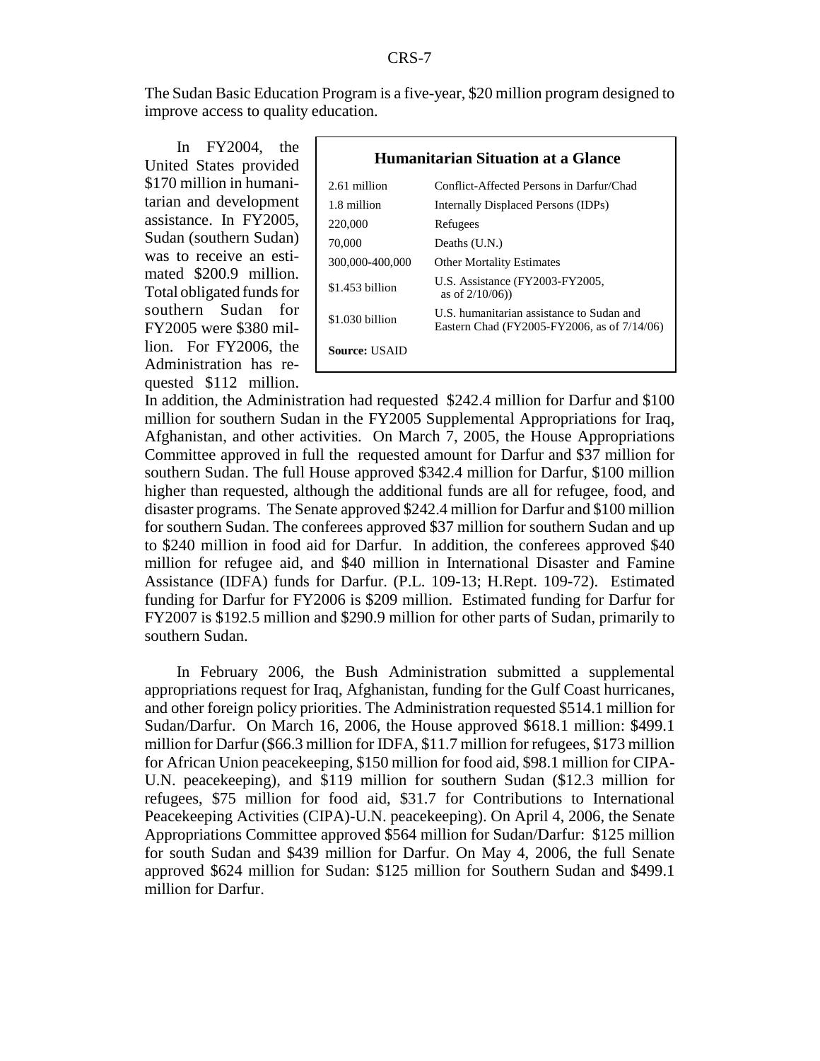The Sudan Basic Education Program is a five-year, $20 million program designed to improve access to quality education.

In FY2004, the United States provided $170 million in humanitarian and development assistance. In FY2005, Sudan (southern Sudan) was to receive an estimated $200.9 million. Total obligated funds for southern Sudan for FY2005 were $380 million. For FY2006, the Administration has requested $112 million. In addition, the Administration had requested $242.4 million for Darfur and $100 million for southern Sudan in the FY2005 Supplemental Appropriations for Iraq, Afghanistan, and other activities. On March 7, 2005, the House Appropriations Committee approved in full the requested amount for Darfur and $37 million for southern Sudan. The full House approved $342.4 million for Darfur, $100 million higher than requested, although the additional funds are all for refugee, food, and disaster programs. The Senate approved $242.4 million for Darfur and $100 million for southern Sudan. The conferees approved $37 million for southern Sudan and up to $240 million in food aid for Darfur. In addition, the conferees approved $40 million for refugee aid, and $40 million in International Disaster and Famine Assistance (IDFA) funds for Darfur. (P.L. 109-13; H.Rept. 109-72). Estimated funding for Darfur for FY2006 is $209 million. Estimated funding for Darfur for FY2007 is $192.5 million and $290.9 million for other parts of Sudan, primarily to southern Sudan.

**Humanitarian Situation at a Glance**

| | |
|---|---|
| 2.61 million | Conflict-Affected Persons in Darfur/Chad |
| 1.8 million | Internally Displaced Persons (IDPs) |
| 220,000 | Refugees |
| 70,000 | Deaths (U.N.) |
| 300,000-400,000 | Other Mortality Estimates |
| $1.453 billion | U.S. Assistance (FY2003-FY2005, as of 2/10/06)) |
| $1.030 billion | U.S. humanitarian assistance to Sudan and Eastern Chad (FY2005-FY2006, as of 7/14/06) |

**Source:** USAID

In February 2006, the Bush Administration submitted a supplemental appropriations request for Iraq, Afghanistan, funding for the Gulf Coast hurricanes, and other foreign policy priorities. The Administration requested $514.1 million for Sudan/Darfur. On March 16, 2006, the House approved $618.1 million: $499.1 million for Darfur ($66.3 million for IDFA, $11.7 million for refugees, $173 million for African Union peacekeeping, $150 million for food aid, $98.1 million for CIPA-U.N. peacekeeping), and $119 million for southern Sudan ($12.3 million for refugees, $75 million for food aid, $31.7 for Contributions to International Peacekeeping Activities (CIPA)-U.N. peacekeeping). On April 4, 2006, the Senate Appropriations Committee approved $564 million for Sudan/Darfur: $125 million for south Sudan and $439 million for Darfur. On May 4, 2006, the full Senate approved $624 million for Sudan: $125 million for Southern Sudan and $499.1 million for Darfur.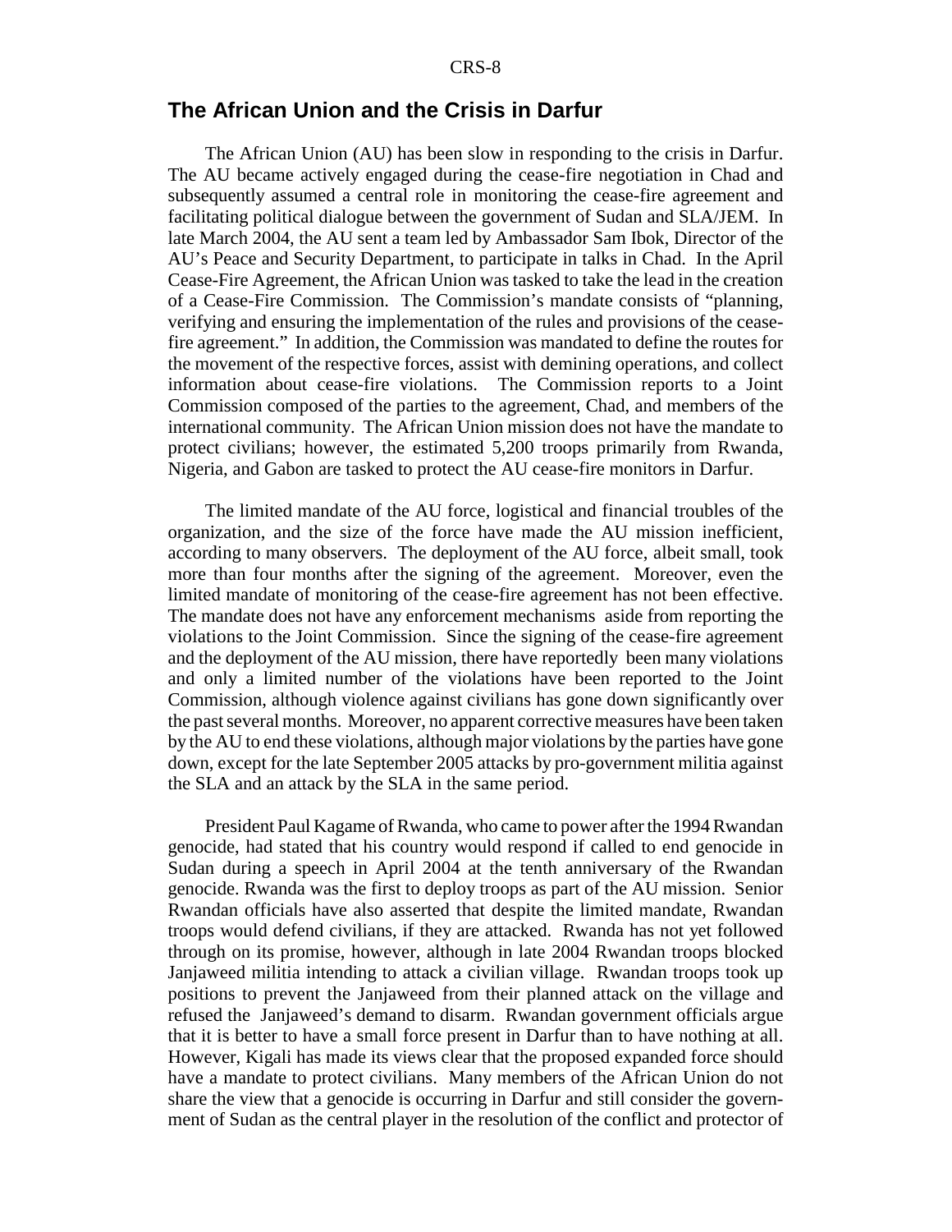## The African Union and the Crisis in Darfur

The African Union (AU) has been slow in responding to the crisis in Darfur. The AU became actively engaged during the cease-fire negotiation in Chad and subsequently assumed a central role in monitoring the cease-fire agreement and facilitating political dialogue between the government of Sudan and SLA/JEM. In late March 2004, the AU sent a team led by Ambassador Sam Ibok, Director of the AU's Peace and Security Department, to participate in talks in Chad. In the April Cease-Fire Agreement, the African Union was tasked to take the lead in the creation of a Cease-Fire Commission. The Commission's mandate consists of "planning, verifying and ensuring the implementation of the rules and provisions of the cease-fire agreement." In addition, the Commission was mandated to define the routes for the movement of the respective forces, assist with demining operations, and collect information about cease-fire violations. The Commission reports to a Joint Commission composed of the parties to the agreement, Chad, and members of the international community. The African Union mission does not have the mandate to protect civilians; however, the estimated 5,200 troops primarily from Rwanda, Nigeria, and Gabon are tasked to protect the AU cease-fire monitors in Darfur.

The limited mandate of the AU force, logistical and financial troubles of the organization, and the size of the force have made the AU mission inefficient, according to many observers. The deployment of the AU force, albeit small, took more than four months after the signing of the agreement. Moreover, even the limited mandate of monitoring of the cease-fire agreement has not been effective. The mandate does not have any enforcement mechanisms aside from reporting the violations to the Joint Commission. Since the signing of the cease-fire agreement and the deployment of the AU mission, there have reportedly been many violations and only a limited number of the violations have been reported to the Joint Commission, although violence against civilians has gone down significantly over the past several months. Moreover, no apparent corrective measures have been taken by the AU to end these violations, although major violations by the parties have gone down, except for the late September 2005 attacks by pro-government militia against the SLA and an attack by the SLA in the same period.

President Paul Kagame of Rwanda, who came to power after the 1994 Rwandan genocide, had stated that his country would respond if called to end genocide in Sudan during a speech in April 2004 at the tenth anniversary of the Rwandan genocide. Rwanda was the first to deploy troops as part of the AU mission. Senior Rwandan officials have also asserted that despite the limited mandate, Rwandan troops would defend civilians, if they are attacked. Rwanda has not yet followed through on its promise, however, although in late 2004 Rwandan troops blocked Janjaweed militia intending to attack a civilian village. Rwandan troops took up positions to prevent the Janjaweed from their planned attack on the village and refused the Janjaweed's demand to disarm. Rwandan government officials argue that it is better to have a small force present in Darfur than to have nothing at all. However, Kigali has made its views clear that the proposed expanded force should have a mandate to protect civilians. Many members of the African Union do not share the view that a genocide is occurring in Darfur and still consider the government of Sudan as the central player in the resolution of the conflict and protector of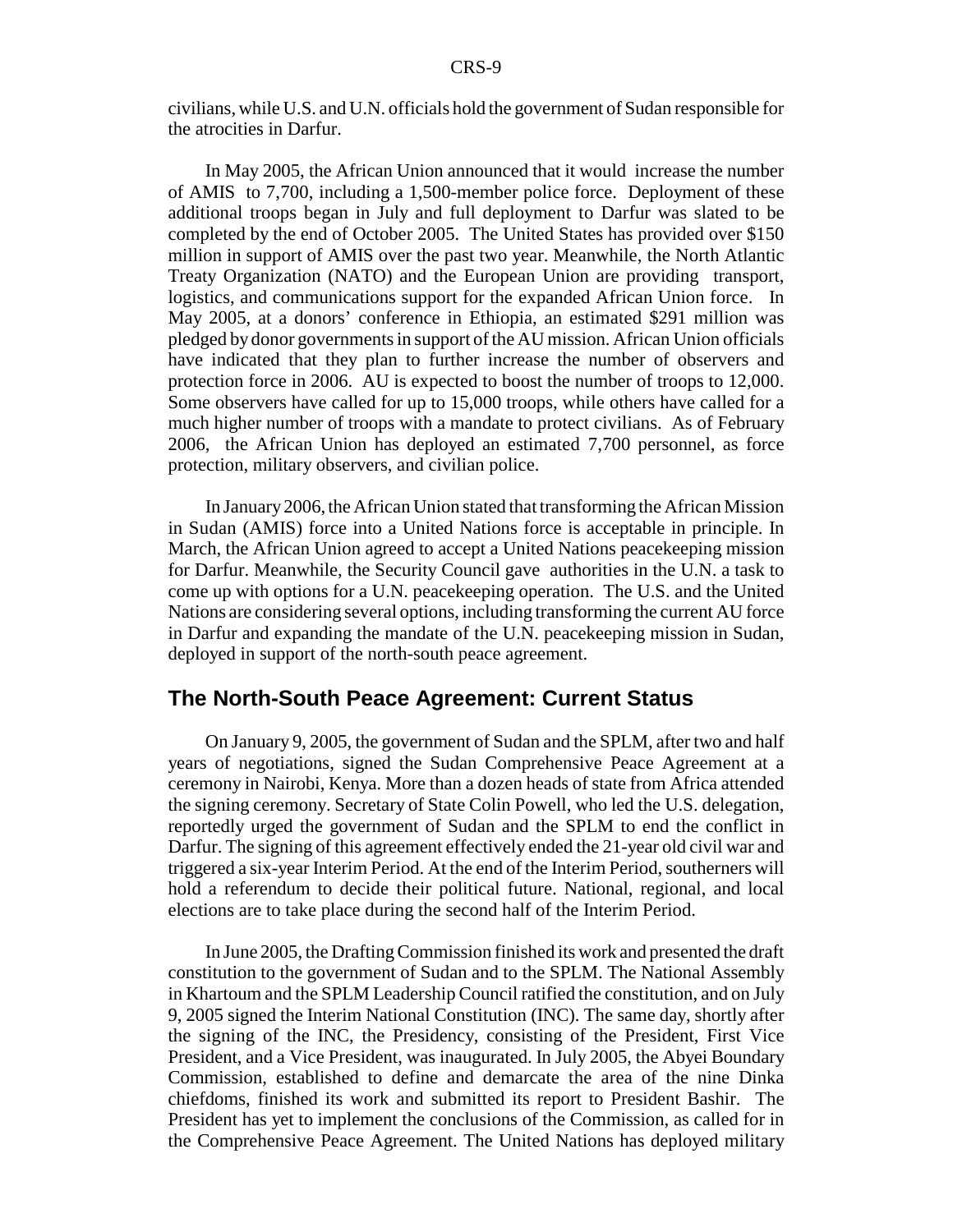civilians, while U.S. and U.N. officials hold the government of Sudan responsible for the atrocities in Darfur.

In May 2005, the African Union announced that it would increase the number of AMIS to 7,700, including a 1,500-member police force. Deployment of these additional troops began in July and full deployment to Darfur was slated to be completed by the end of October 2005. The United States has provided over $150 million in support of AMIS over the past two year. Meanwhile, the North Atlantic Treaty Organization (NATO) and the European Union are providing transport, logistics, and communications support for the expanded African Union force. In May 2005, at a donors' conference in Ethiopia, an estimated $291 million was pledged by donor governments in support of the AU mission. African Union officials have indicated that they plan to further increase the number of observers and protection force in 2006. AU is expected to boost the number of troops to 12,000. Some observers have called for up to 15,000 troops, while others have called for a much higher number of troops with a mandate to protect civilians. As of February 2006, the African Union has deployed an estimated 7,700 personnel, as force protection, military observers, and civilian police.

In January 2006, the African Union stated that transforming the African Mission in Sudan (AMIS) force into a United Nations force is acceptable in principle. In March, the African Union agreed to accept a United Nations peacekeeping mission for Darfur. Meanwhile, the Security Council gave authorities in the U.N. a task to come up with options for a U.N. peacekeeping operation. The U.S. and the United Nations are considering several options, including transforming the current AU force in Darfur and expanding the mandate of the U.N. peacekeeping mission in Sudan, deployed in support of the north-south peace agreement.

## The North-South Peace Agreement: Current Status

On January 9, 2005, the government of Sudan and the SPLM, after two and half years of negotiations, signed the Sudan Comprehensive Peace Agreement at a ceremony in Nairobi, Kenya. More than a dozen heads of state from Africa attended the signing ceremony. Secretary of State Colin Powell, who led the U.S. delegation, reportedly urged the government of Sudan and the SPLM to end the conflict in Darfur. The signing of this agreement effectively ended the 21-year old civil war and triggered a six-year Interim Period. At the end of the Interim Period, southerners will hold a referendum to decide their political future. National, regional, and local elections are to take place during the second half of the Interim Period.

In June 2005, the Drafting Commission finished its work and presented the draft constitution to the government of Sudan and to the SPLM. The National Assembly in Khartoum and the SPLM Leadership Council ratified the constitution, and on July 9, 2005 signed the Interim National Constitution (INC). The same day, shortly after the signing of the INC, the Presidency, consisting of the President, First Vice President, and a Vice President, was inaugurated. In July 2005, the Abyei Boundary Commission, established to define and demarcate the area of the nine Dinka chiefdoms, finished its work and submitted its report to President Bashir. The President has yet to implement the conclusions of the Commission, as called for in the Comprehensive Peace Agreement. The United Nations has deployed military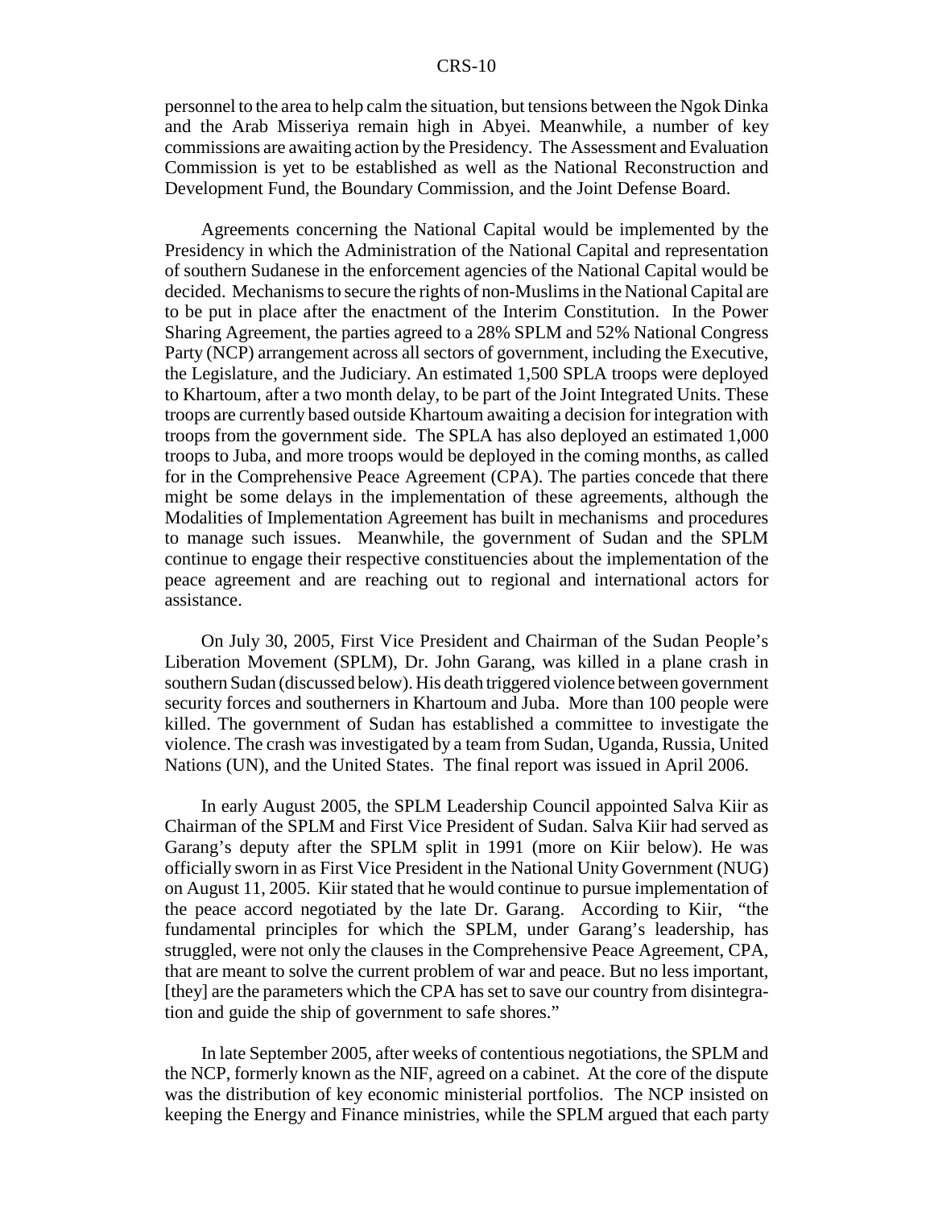personnel to the area to help calm the situation, but tensions between the Ngok Dinka and the Arab Misseriya remain high in Abyei. Meanwhile, a number of key commissions are awaiting action by the Presidency. The Assessment and Evaluation Commission is yet to be established as well as the National Reconstruction and Development Fund, the Boundary Commission, and the Joint Defense Board.

Agreements concerning the National Capital would be implemented by the Presidency in which the Administration of the National Capital and representation of southern Sudanese in the enforcement agencies of the National Capital would be decided. Mechanisms to secure the rights of non-Muslims in the National Capital are to be put in place after the enactment of the Interim Constitution. In the Power Sharing Agreement, the parties agreed to a 28% SPLM and 52% National Congress Party (NCP) arrangement across all sectors of government, including the Executive, the Legislature, and the Judiciary. An estimated 1,500 SPLA troops were deployed to Khartoum, after a two month delay, to be part of the Joint Integrated Units. These troops are currently based outside Khartoum awaiting a decision for integration with troops from the government side. The SPLA has also deployed an estimated 1,000 troops to Juba, and more troops would be deployed in the coming months, as called for in the Comprehensive Peace Agreement (CPA). The parties concede that there might be some delays in the implementation of these agreements, although the Modalities of Implementation Agreement has built in mechanisms and procedures to manage such issues. Meanwhile, the government of Sudan and the SPLM continue to engage their respective constituencies about the implementation of the peace agreement and are reaching out to regional and international actors for assistance.

On July 30, 2005, First Vice President and Chairman of the Sudan People's Liberation Movement (SPLM), Dr. John Garang, was killed in a plane crash in southern Sudan (discussed below). His death triggered violence between government security forces and southerners in Khartoum and Juba. More than 100 people were killed. The government of Sudan has established a committee to investigate the violence. The crash was investigated by a team from Sudan, Uganda, Russia, United Nations (UN), and the United States. The final report was issued in April 2006.

In early August 2005, the SPLM Leadership Council appointed Salva Kiir as Chairman of the SPLM and First Vice President of Sudan. Salva Kiir had served as Garang's deputy after the SPLM split in 1991 (more on Kiir below). He was officially sworn in as First Vice President in the National Unity Government (NUG) on August 11, 2005. Kiir stated that he would continue to pursue implementation of the peace accord negotiated by the late Dr. Garang. According to Kiir, "the fundamental principles for which the SPLM, under Garang's leadership, has struggled, were not only the clauses in the Comprehensive Peace Agreement, CPA, that are meant to solve the current problem of war and peace. But no less important, [they] are the parameters which the CPA has set to save our country from disintegration and guide the ship of government to safe shores."

In late September 2005, after weeks of contentious negotiations, the SPLM and the NCP, formerly known as the NIF, agreed on a cabinet. At the core of the dispute was the distribution of key economic ministerial portfolios. The NCP insisted on keeping the Energy and Finance ministries, while the SPLM argued that each party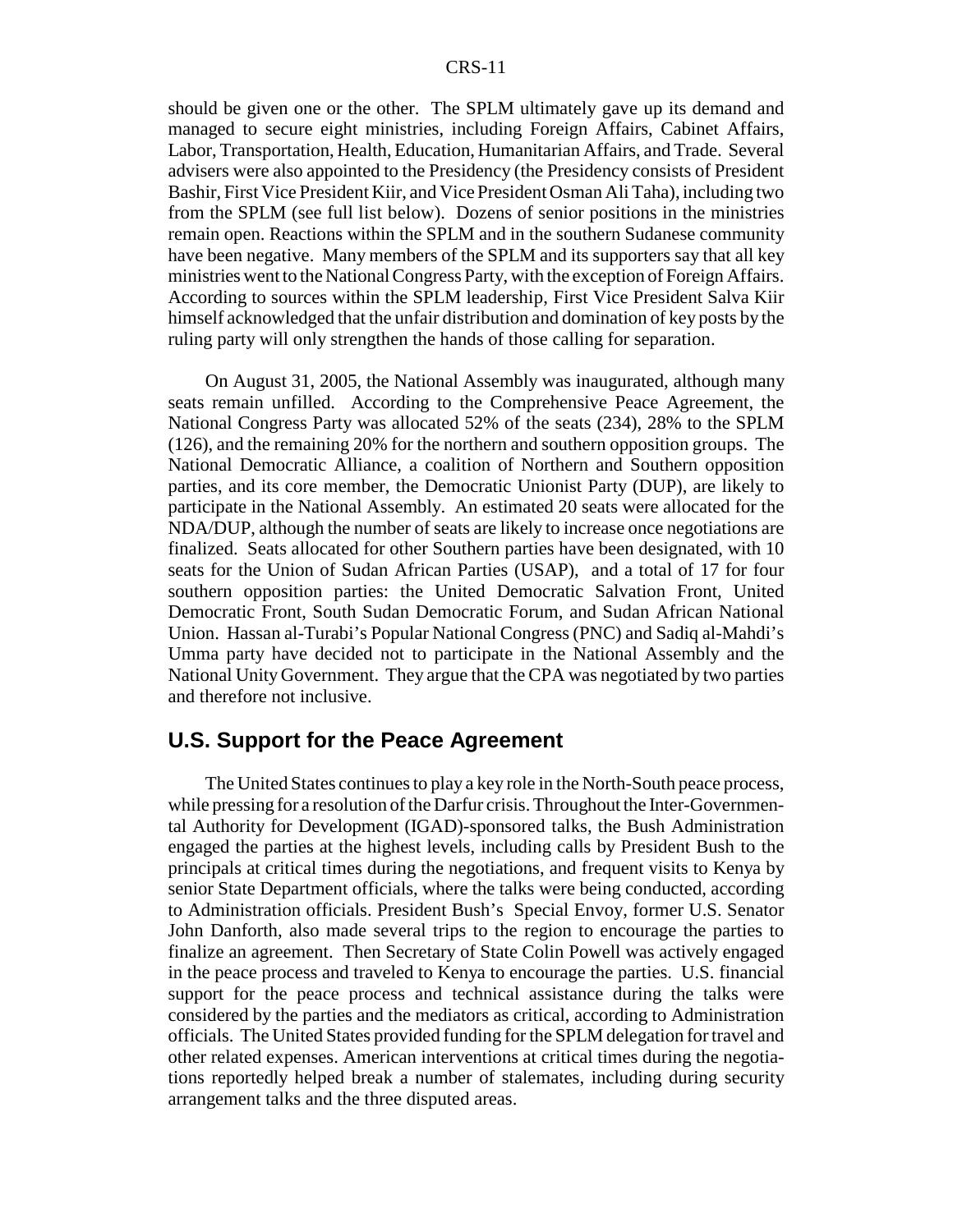should be given one or the other. The SPLM ultimately gave up its demand and managed to secure eight ministries, including Foreign Affairs, Cabinet Affairs, Labor, Transportation, Health, Education, Humanitarian Affairs, and Trade. Several advisers were also appointed to the Presidency (the Presidency consists of President Bashir, First Vice President Kiir, and Vice President Osman Ali Taha), including two from the SPLM (see full list below). Dozens of senior positions in the ministries remain open. Reactions within the SPLM and in the southern Sudanese community have been negative. Many members of the SPLM and its supporters say that all key ministries went to the National Congress Party, with the exception of Foreign Affairs. According to sources within the SPLM leadership, First Vice President Salva Kiir himself acknowledged that the unfair distribution and domination of key posts by the ruling party will only strengthen the hands of those calling for separation.

On August 31, 2005, the National Assembly was inaugurated, although many seats remain unfilled. According to the Comprehensive Peace Agreement, the National Congress Party was allocated 52% of the seats (234), 28% to the SPLM (126), and the remaining 20% for the northern and southern opposition groups. The National Democratic Alliance, a coalition of Northern and Southern opposition parties, and its core member, the Democratic Unionist Party (DUP), are likely to participate in the National Assembly. An estimated 20 seats were allocated for the NDA/DUP, although the number of seats are likely to increase once negotiations are finalized. Seats allocated for other Southern parties have been designated, with 10 seats for the Union of Sudan African Parties (USAP), and a total of 17 for four southern opposition parties: the United Democratic Salvation Front, United Democratic Front, South Sudan Democratic Forum, and Sudan African National Union. Hassan al-Turabi's Popular National Congress (PNC) and Sadiq al-Mahdi's Umma party have decided not to participate in the National Assembly and the National Unity Government. They argue that the CPA was negotiated by two parties and therefore not inclusive.

## U.S. Support for the Peace Agreement

The United States continues to play a key role in the North-South peace process, while pressing for a resolution of the Darfur crisis. Throughout the Inter-Governmental Authority for Development (IGAD)-sponsored talks, the Bush Administration engaged the parties at the highest levels, including calls by President Bush to the principals at critical times during the negotiations, and frequent visits to Kenya by senior State Department officials, where the talks were being conducted, according to Administration officials. President Bush's Special Envoy, former U.S. Senator John Danforth, also made several trips to the region to encourage the parties to finalize an agreement. Then Secretary of State Colin Powell was actively engaged in the peace process and traveled to Kenya to encourage the parties. U.S. financial support for the peace process and technical assistance during the talks were considered by the parties and the mediators as critical, according to Administration officials. The United States provided funding for the SPLM delegation for travel and other related expenses. American interventions at critical times during the negotiations reportedly helped break a number of stalemates, including during security arrangement talks and the three disputed areas.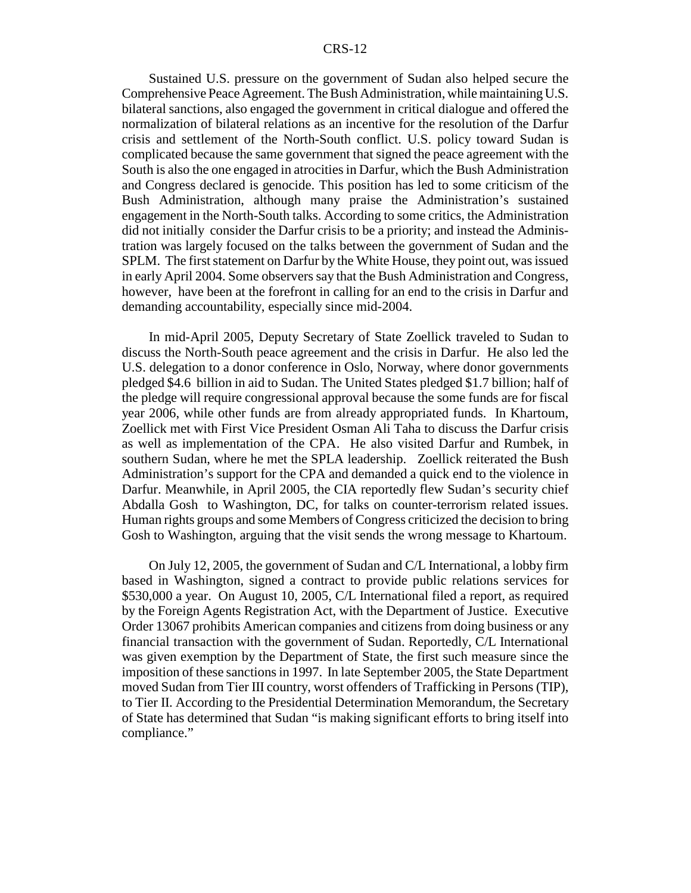Sustained U.S. pressure on the government of Sudan also helped secure the Comprehensive Peace Agreement. The Bush Administration, while maintaining U.S. bilateral sanctions, also engaged the government in critical dialogue and offered the normalization of bilateral relations as an incentive for the resolution of the Darfur crisis and settlement of the North-South conflict. U.S. policy toward Sudan is complicated because the same government that signed the peace agreement with the South is also the one engaged in atrocities in Darfur, which the Bush Administration and Congress declared is genocide. This position has led to some criticism of the Bush Administration, although many praise the Administration's sustained engagement in the North-South talks. According to some critics, the Administration did not initially consider the Darfur crisis to be a priority; and instead the Administration was largely focused on the talks between the government of Sudan and the SPLM. The first statement on Darfur by the White House, they point out, was issued in early April 2004. Some observers say that the Bush Administration and Congress, however, have been at the forefront in calling for an end to the crisis in Darfur and demanding accountability, especially since mid-2004.

In mid-April 2005, Deputy Secretary of State Zoellick traveled to Sudan to discuss the North-South peace agreement and the crisis in Darfur. He also led the U.S. delegation to a donor conference in Oslo, Norway, where donor governments pledged $4.6 billion in aid to Sudan. The United States pledged $1.7 billion; half of the pledge will require congressional approval because the some funds are for fiscal year 2006, while other funds are from already appropriated funds. In Khartoum, Zoellick met with First Vice President Osman Ali Taha to discuss the Darfur crisis as well as implementation of the CPA. He also visited Darfur and Rumbek, in southern Sudan, where he met the SPLA leadership. Zoellick reiterated the Bush Administration's support for the CPA and demanded a quick end to the violence in Darfur. Meanwhile, in April 2005, the CIA reportedly flew Sudan's security chief Abdalla Gosh to Washington, DC, for talks on counter-terrorism related issues. Human rights groups and some Members of Congress criticized the decision to bring Gosh to Washington, arguing that the visit sends the wrong message to Khartoum.

On July 12, 2005, the government of Sudan and C/L International, a lobby firm based in Washington, signed a contract to provide public relations services for $530,000 a year. On August 10, 2005, C/L International filed a report, as required by the Foreign Agents Registration Act, with the Department of Justice. Executive Order 13067 prohibits American companies and citizens from doing business or any financial transaction with the government of Sudan. Reportedly, C/L International was given exemption by the Department of State, the first such measure since the imposition of these sanctions in 1997. In late September 2005, the State Department moved Sudan from Tier III country, worst offenders of Trafficking in Persons (TIP), to Tier II. According to the Presidential Determination Memorandum, the Secretary of State has determined that Sudan "is making significant efforts to bring itself into compliance."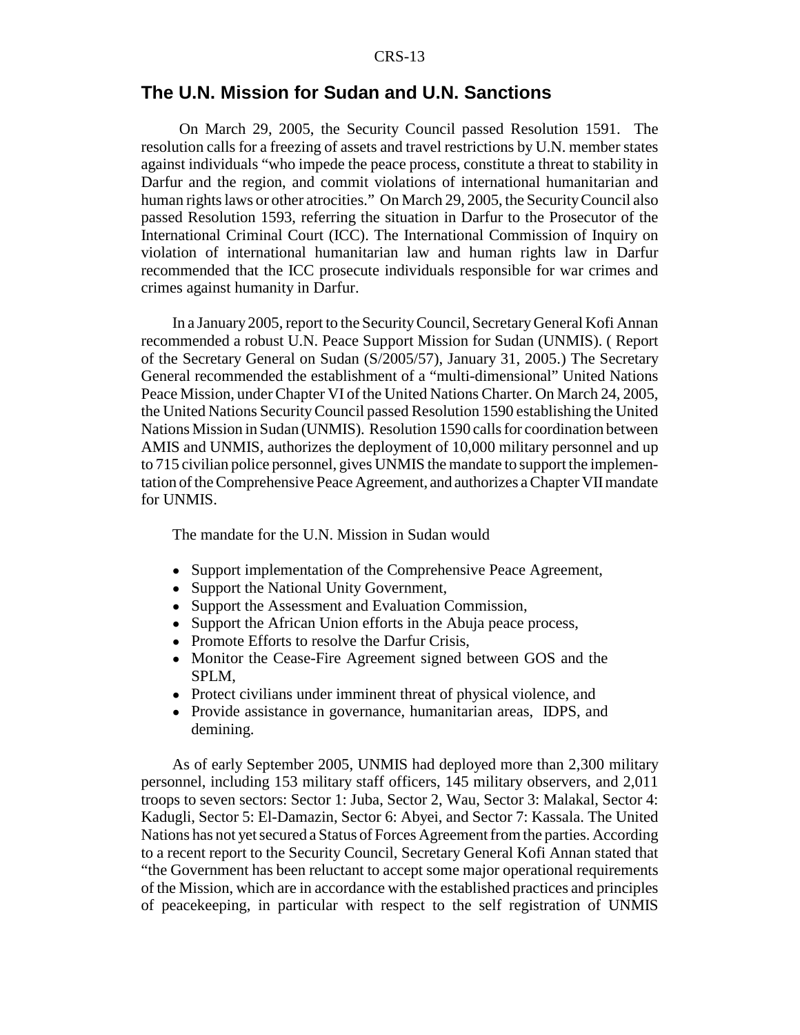## The U.N. Mission for Sudan and U.N. Sanctions

On March 29, 2005, the Security Council passed Resolution 1591. The resolution calls for a freezing of assets and travel restrictions by U.N. member states against individuals "who impede the peace process, constitute a threat to stability in Darfur and the region, and commit violations of international humanitarian and human rights laws or other atrocities." On March 29, 2005, the Security Council also passed Resolution 1593, referring the situation in Darfur to the Prosecutor of the International Criminal Court (ICC). The International Commission of Inquiry on violation of international humanitarian law and human rights law in Darfur recommended that the ICC prosecute individuals responsible for war crimes and crimes against humanity in Darfur.

In a January 2005, report to the Security Council, Secretary General Kofi Annan recommended a robust U.N. Peace Support Mission for Sudan (UNMIS). ( Report of the Secretary General on Sudan (S/2005/57), January 31, 2005.) The Secretary General recommended the establishment of a "multi-dimensional" United Nations Peace Mission, under Chapter VI of the United Nations Charter. On March 24, 2005, the United Nations Security Council passed Resolution 1590 establishing the United Nations Mission in Sudan (UNMIS). Resolution 1590 calls for coordination between AMIS and UNMIS, authorizes the deployment of 10,000 military personnel and up to 715 civilian police personnel, gives UNMIS the mandate to support the implementation of the Comprehensive Peace Agreement, and authorizes a Chapter VII mandate for UNMIS.

The mandate for the U.N. Mission in Sudan would

- Support implementation of the Comprehensive Peace Agreement,
- Support the National Unity Government,
- Support the Assessment and Evaluation Commission,
- Support the African Union efforts in the Abuja peace process,
- Promote Efforts to resolve the Darfur Crisis,
- Monitor the Cease-Fire Agreement signed between GOS and the SPLM,
- Protect civilians under imminent threat of physical violence, and
- Provide assistance in governance, humanitarian areas, IDPS, and demining.

As of early September 2005, UNMIS had deployed more than 2,300 military personnel, including 153 military staff officers, 145 military observers, and 2,011 troops to seven sectors: Sector 1: Juba, Sector 2, Wau, Sector 3: Malakal, Sector 4: Kadugli, Sector 5: El-Damazin, Sector 6: Abyei, and Sector 7: Kassala. The United Nations has not yet secured a Status of Forces Agreement from the parties. According to a recent report to the Security Council, Secretary General Kofi Annan stated that "the Government has been reluctant to accept some major operational requirements of the Mission, which are in accordance with the established practices and principles of peacekeeping, in particular with respect to the self registration of UNMIS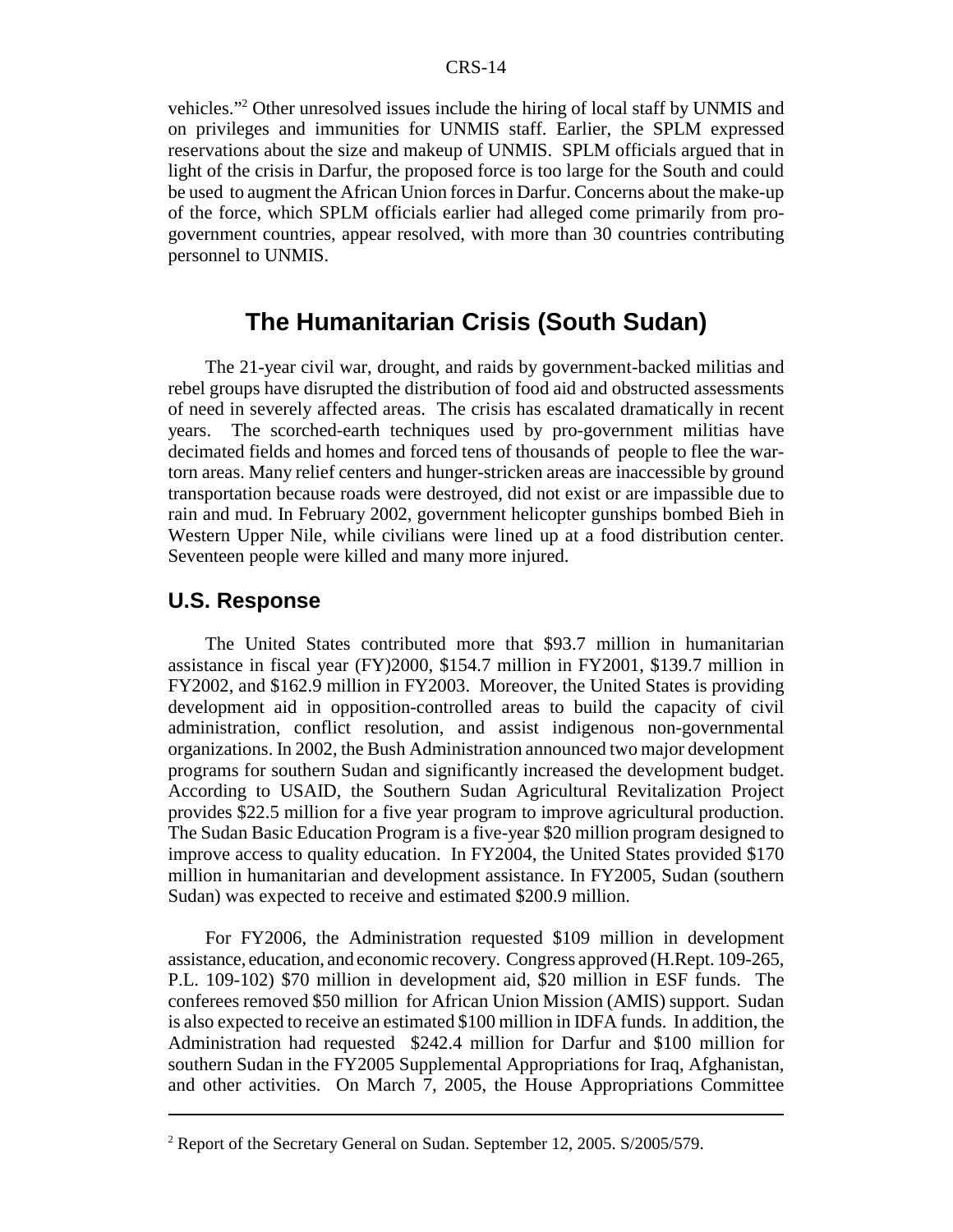vehicles."[2] Other unresolved issues include the hiring of local staff by UNMIS and on privileges and immunities for UNMIS staff. Earlier, the SPLM expressed reservations about the size and makeup of UNMIS. SPLM officials argued that in light of the crisis in Darfur, the proposed force is too large for the South and could be used to augment the African Union forces in Darfur. Concerns about the make-up of the force, which SPLM officials earlier had alleged come primarily from pro-government countries, appear resolved, with more than 30 countries contributing personnel to UNMIS.

# The Humanitarian Crisis (South Sudan)

The 21-year civil war, drought, and raids by government-backed militias and rebel groups have disrupted the distribution of food aid and obstructed assessments of need in severely affected areas. The crisis has escalated dramatically in recent years. The scorched-earth techniques used by pro-government militias have decimated fields and homes and forced tens of thousands of people to flee the war-torn areas. Many relief centers and hunger-stricken areas are inaccessible by ground transportation because roads were destroyed, did not exist or are impassible due to rain and mud. In February 2002, government helicopter gunships bombed Bieh in Western Upper Nile, while civilians were lined up at a food distribution center. Seventeen people were killed and many more injured.

## U.S. Response

The United States contributed more that $93.7 million in humanitarian assistance in fiscal year (FY)2000, $154.7 million in FY2001, $139.7 million in FY2002, and $162.9 million in FY2003. Moreover, the United States is providing development aid in opposition-controlled areas to build the capacity of civil administration, conflict resolution, and assist indigenous non-governmental organizations. In 2002, the Bush Administration announced two major development programs for southern Sudan and significantly increased the development budget. According to USAID, the Southern Sudan Agricultural Revitalization Project provides $22.5 million for a five year program to improve agricultural production. The Sudan Basic Education Program is a five-year $20 million program designed to improve access to quality education. In FY2004, the United States provided $170 million in humanitarian and development assistance. In FY2005, Sudan (southern Sudan) was expected to receive and estimated $200.9 million.

For FY2006, the Administration requested $109 million in development assistance, education, and economic recovery. Congress approved (H.Rept. 109-265, P.L. 109-102) $70 million in development aid, $20 million in ESF funds. The conferees removed $50 million for African Union Mission (AMIS) support. Sudan is also expected to receive an estimated $100 million in IDFA funds. In addition, the Administration had requested $242.4 million for Darfur and $100 million for southern Sudan in the FY2005 Supplemental Appropriations for Iraq, Afghanistan, and other activities. On March 7, 2005, the House Appropriations Committee

---

[2] Report of the Secretary General on Sudan. September 12, 2005. S/2005/579.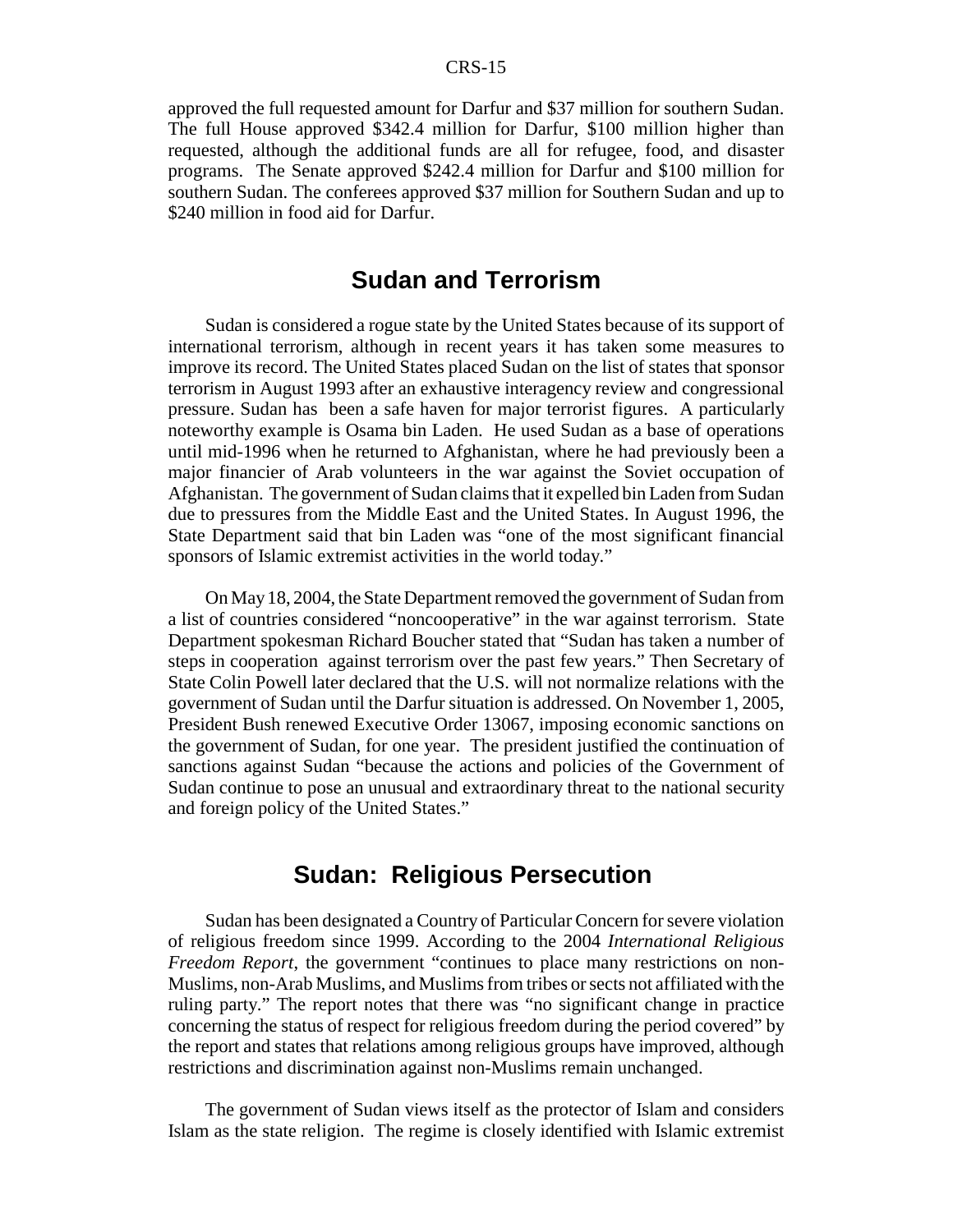approved the full requested amount for Darfur and $37 million for southern Sudan. The full House approved $342.4 million for Darfur, $100 million higher than requested, although the additional funds are all for refugee, food, and disaster programs. The Senate approved $242.4 million for Darfur and $100 million for southern Sudan. The conferees approved $37 million for Southern Sudan and up to $240 million in food aid for Darfur.

## Sudan and Terrorism

Sudan is considered a rogue state by the United States because of its support of international terrorism, although in recent years it has taken some measures to improve its record. The United States placed Sudan on the list of states that sponsor terrorism in August 1993 after an exhaustive interagency review and congressional pressure. Sudan has been a safe haven for major terrorist figures. A particularly noteworthy example is Osama bin Laden. He used Sudan as a base of operations until mid-1996 when he returned to Afghanistan, where he had previously been a major financier of Arab volunteers in the war against the Soviet occupation of Afghanistan. The government of Sudan claims that it expelled bin Laden from Sudan due to pressures from the Middle East and the United States. In August 1996, the State Department said that bin Laden was "one of the most significant financial sponsors of Islamic extremist activities in the world today."

On May 18, 2004, the State Department removed the government of Sudan from a list of countries considered "noncooperative" in the war against terrorism. State Department spokesman Richard Boucher stated that "Sudan has taken a number of steps in cooperation against terrorism over the past few years." Then Secretary of State Colin Powell later declared that the U.S. will not normalize relations with the government of Sudan until the Darfur situation is addressed. On November 1, 2005, President Bush renewed Executive Order 13067, imposing economic sanctions on the government of Sudan, for one year. The president justified the continuation of sanctions against Sudan "because the actions and policies of the Government of Sudan continue to pose an unusual and extraordinary threat to the national security and foreign policy of the United States."

## Sudan: Religious Persecution

Sudan has been designated a Country of Particular Concern for severe violation of religious freedom since 1999. According to the 2004 *International Religious Freedom Report*, the government "continues to place many restrictions on non-Muslims, non-Arab Muslims, and Muslims from tribes or sects not affiliated with the ruling party." The report notes that there was "no significant change in practice concerning the status of respect for religious freedom during the period covered" by the report and states that relations among religious groups have improved, although restrictions and discrimination against non-Muslims remain unchanged.

The government of Sudan views itself as the protector of Islam and considers Islam as the state religion. The regime is closely identified with Islamic extremist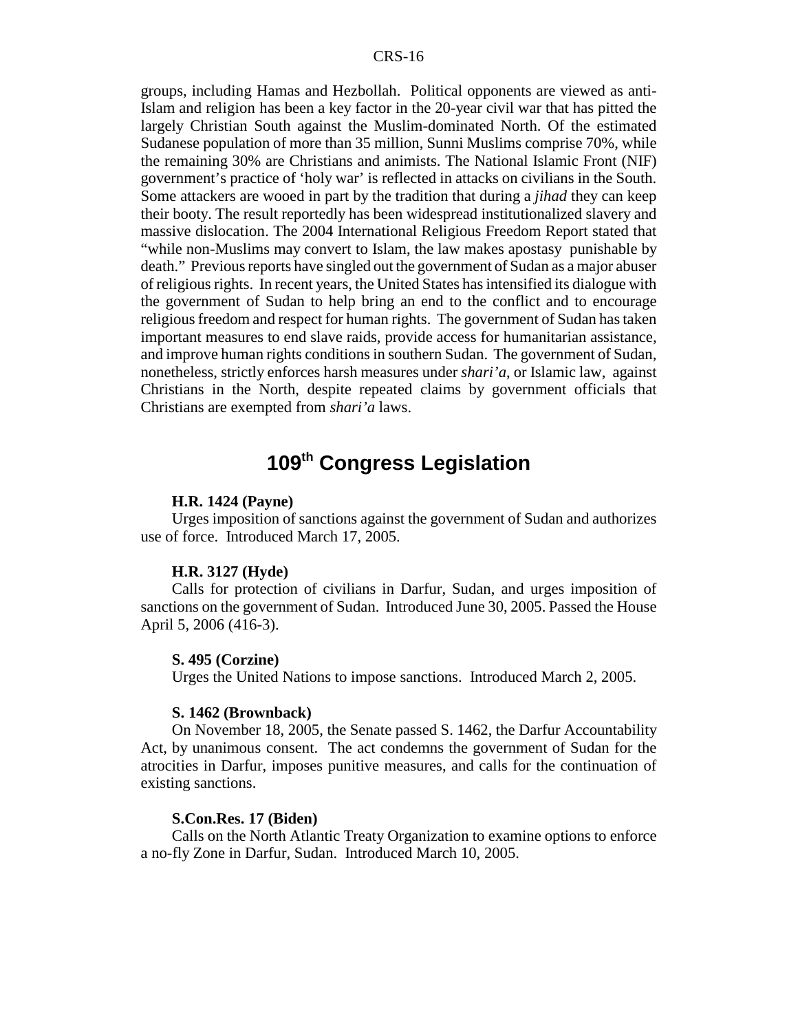groups, including Hamas and Hezbollah. Political opponents are viewed as anti-Islam and religion has been a key factor in the 20-year civil war that has pitted the largely Christian South against the Muslim-dominated North. Of the estimated Sudanese population of more than 35 million, Sunni Muslims comprise 70%, while the remaining 30% are Christians and animists. The National Islamic Front (NIF) government's practice of 'holy war' is reflected in attacks on civilians in the South. Some attackers are wooed in part by the tradition that during a *jihad* they can keep their booty. The result reportedly has been widespread institutionalized slavery and massive dislocation. The 2004 International Religious Freedom Report stated that "while non-Muslims may convert to Islam, the law makes apostasy punishable by death." Previous reports have singled out the government of Sudan as a major abuser of religious rights. In recent years, the United States has intensified its dialogue with the government of Sudan to help bring an end to the conflict and to encourage religious freedom and respect for human rights. The government of Sudan has taken important measures to end slave raids, provide access for humanitarian assistance, and improve human rights conditions in southern Sudan. The government of Sudan, nonetheless, strictly enforces harsh measures under *shari'a*, or Islamic law, against Christians in the North, despite repeated claims by government officials that Christians are exempted from *shari'a* laws.

## 109th Congress Legislation

**H.R. 1424 (Payne)**

Urges imposition of sanctions against the government of Sudan and authorizes use of force. Introduced March 17, 2005.

**H.R. 3127 (Hyde)**

Calls for protection of civilians in Darfur, Sudan, and urges imposition of sanctions on the government of Sudan. Introduced June 30, 2005. Passed the House April 5, 2006 (416-3).

**S. 495 (Corzine)**

Urges the United Nations to impose sanctions. Introduced March 2, 2005.

**S. 1462 (Brownback)**

On November 18, 2005, the Senate passed S. 1462, the Darfur Accountability Act, by unanimous consent. The act condemns the government of Sudan for the atrocities in Darfur, imposes punitive measures, and calls for the continuation of existing sanctions.

**S.Con.Res. 17 (Biden)**

Calls on the North Atlantic Treaty Organization to examine options to enforce a no-fly Zone in Darfur, Sudan. Introduced March 10, 2005.